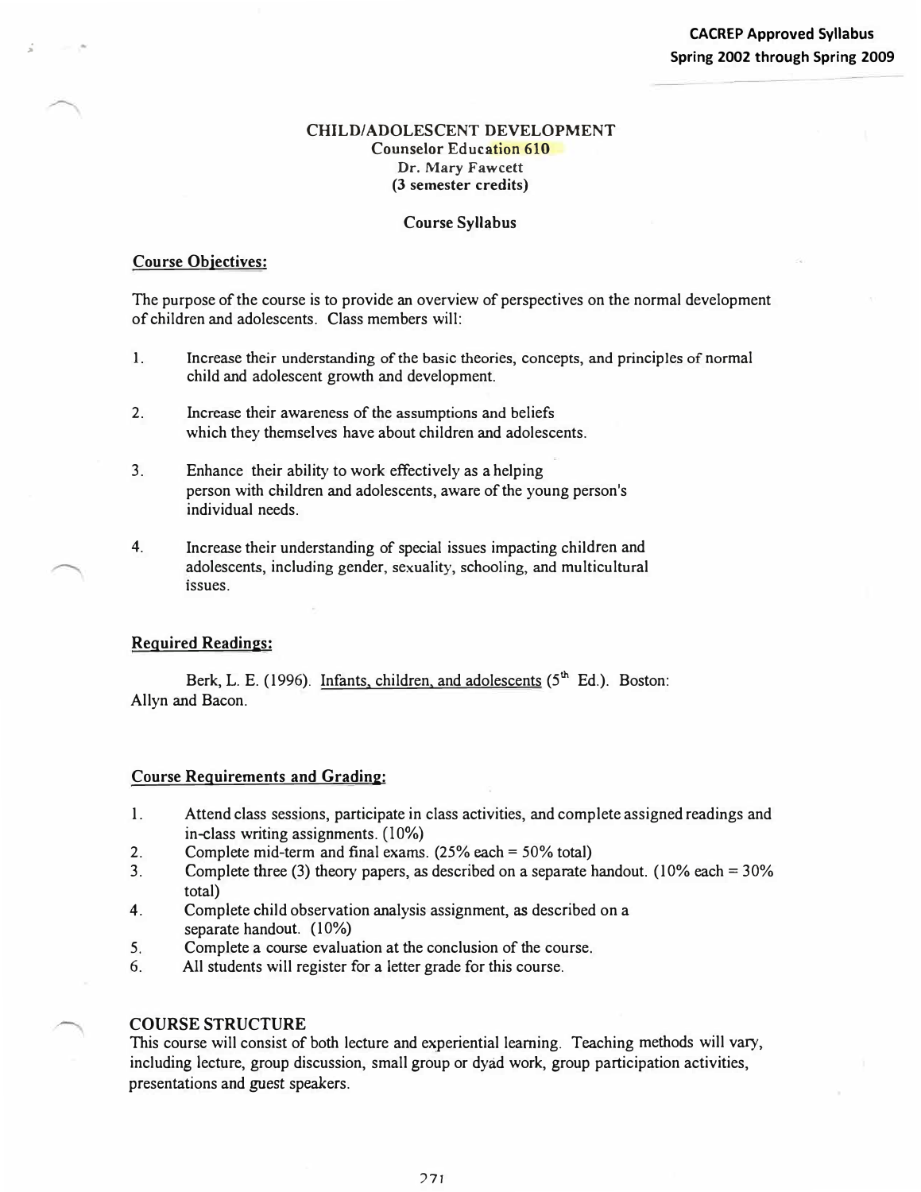**CACREP Approved Syllabus**
**Spring 2002 through Spring 2009**

# CHILD/ADOLESCENT DEVELOPMENT

**Counselor Education 610**
**Dr. Mary Fawcett**
**(3 semester credits)**

**Course Syllabus**

## Course Objectives:

The purpose of the course is to provide an overview of perspectives on the normal development of children and adolescents. Class members will:

1. Increase their understanding of the basic theories, concepts, and principles of normal child and adolescent growth and development.

2. Increase their awareness of the assumptions and beliefs which they themselves have about children and adolescents.

3. Enhance their ability to work effectively as a helping person with children and adolescents, aware of the young person's individual needs.

4. Increase their understanding of special issues impacting children and adolescents, including gender, sexuality, schooling, and multicultural issues.

## Required Readings:

Berk, L. E. (1996). Infants, children, and adolescents (5th Ed.). Boston: Allyn and Bacon.

## Course Requirements and Grading:

1. Attend class sessions, participate in class activities, and complete assigned readings and in-class writing assignments. (10%)
2. Complete mid-term and final exams. (25% each = 50% total)
3. Complete three (3) theory papers, as described on a separate handout. (10% each = 30% total)
4. Complete child observation analysis assignment, as described on a separate handout. (10%)
5. Complete a course evaluation at the conclusion of the course.
6. All students will register for a letter grade for this course.

## COURSE STRUCTURE

This course will consist of both lecture and experiential learning. Teaching methods will vary, including lecture, group discussion, small group or dyad work, group participation activities, presentations and guest speakers.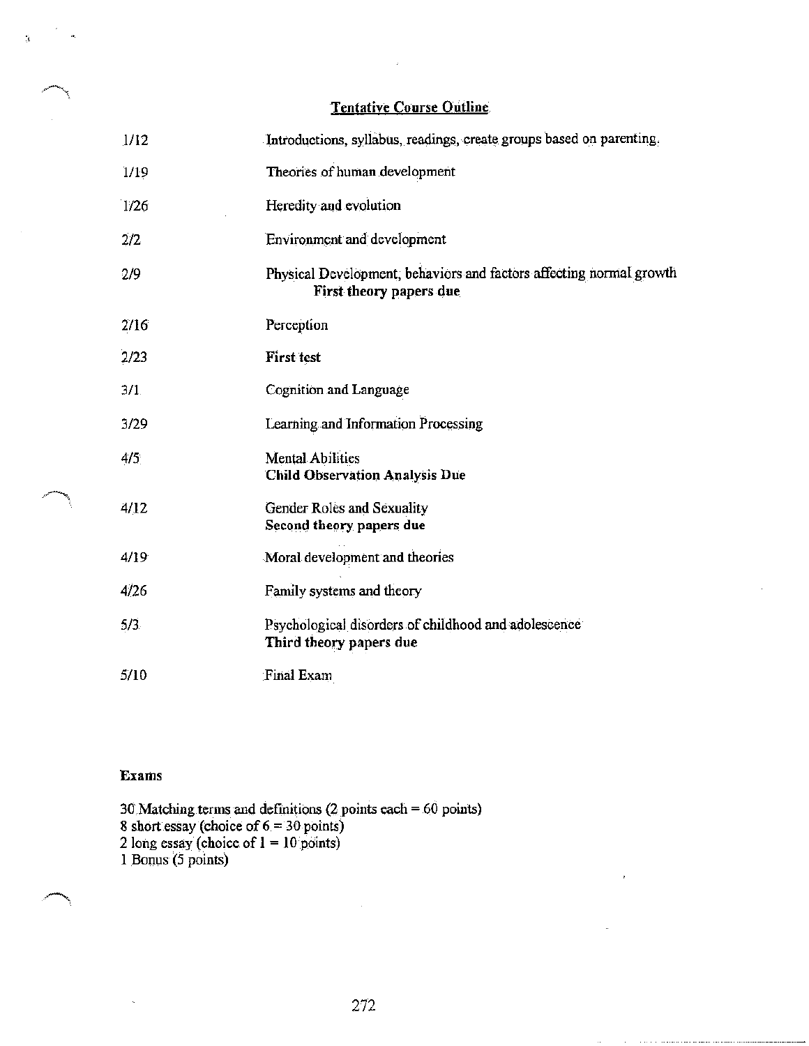## Tentative Course Outline

| | |
|---|---|
| 1/12 | Introductions, syllabus, readings, create groups based on parenting. |
| 1/19 | Theories of human development |
| 1/26 | Heredity and evolution |
| 2/2 | Environment and development |
| 2/9 | Physical Development, behaviors and factors affecting normal growth<br>**First theory papers due** |
| 2/16 | Perception |
| 2/23 | **First test** |
| 3/1 | Cognition and Language |
| 3/29 | Learning and Information Processing |
| 4/5 | Mental Abilities<br>**Child Observation Analysis Due** |
| 4/12 | Gender Roles and Sexuality<br>**Second theory papers due** |
| 4/19 | Moral development and theories |
| 4/26 | Family systems and theory |
| 5/3 | Psychological disorders of childhood and adolescence<br>**Third theory papers due** |
| 5/10 | Final Exam |

### Exams

30 Matching terms and definitions (2 points each = 60 points)
8 short essay (choice of 6 = 30 points)
2 long essay (choice of 1 = 10 points)
1 Bonus (5 points)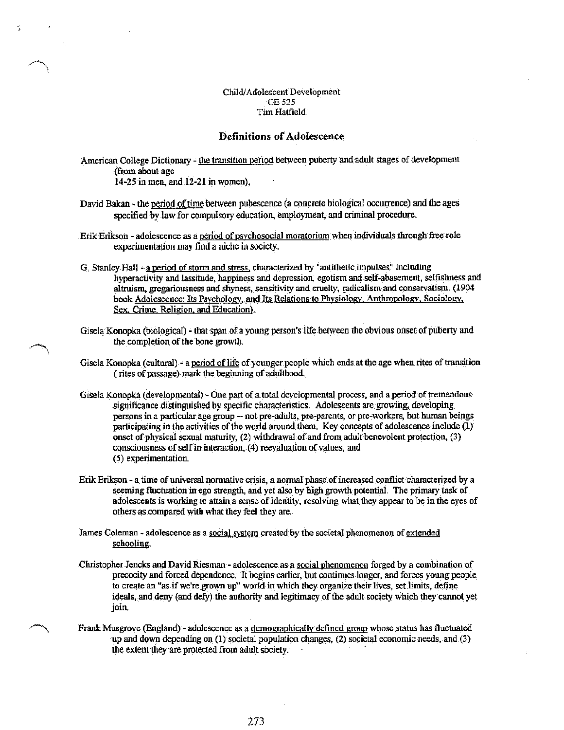Child/Adolescent Development
CE 525
Tim Hatfield

## Definitions of Adolescence

American College Dictionary - the transition period between puberty and adult stages of development (from about age 14-25 in men, and 12-21 in women).

David Bakan - the period of time between pubescence (a concrete biological occurrence) and the ages specified by law for compulsory education, employment, and criminal procedure.

Erik Erikson - adolescence as a period of psychosocial moratorium when individuals through free role experimentation may find a niche in society.

G. Stanley Hall - a period of storm and stress, characterized by "antithetic impulses" including hyperactivity and lassitude, happiness and depression, egotism and self-abasement, selfishness and altruism, gregariousness and shyness, sensitivity and cruelty, radicalism and conservatism. (1904 book Adolescence: Its Psychology, and Its Relations to Physiology, Anthropology, Sociology, Sex, Crime, Religion, and Education).

Gisela Konopka (biological) - that span of a young person's life between the obvious onset of puberty and the completion of the bone growth.

Gisela Konopka (cultural) - a period of life of younger people which ends at the age when rites of transition ( rites of passage) mark the beginning of adulthood.

Gisela Konopka (developmental) - One part of a total developmental process, and a period of tremendous significance distinguished by specific characteristics. Adolescents are growing, developing persons in a particular age group -- not pre-adults, pre-parents, or pre-workers, but human beings participating in the activities of the world around them. Key concepts of adolescence include (1) onset of physical sexual maturity, (2) withdrawal of and from adult benevolent protection, (3) consciousness of self in interaction, (4) reevaluation of values, and (5) experimentation.

Erik Erikson - a time of universal normative crisis, a normal phase of increased conflict characterized by a seeming fluctuation in ego strength, and yet also by high growth potential. The primary task of adolescents is working to attain a sense of identity, resolving what they appear to be in the eyes of others as compared with what they feel they are.

James Coleman - adolescence as a social system created by the societal phenomenon of extended schooling.

Christopher Jencks and David Riesman - adolescence as a social phenomenon forged by a combination of precocity and forced dependence. It begins earlier, but continues longer, and forces young people to create an "as if we're grown up" world in which they organize their lives, set limits, define ideals, and deny (and defy) the authority and legitimacy of the adult society which they cannot yet join.

Frank Musgrove (England) - adolescence as a demographically defined group whose status has fluctuated up and down depending on (1) societal population changes, (2) societal economic needs, and (3) the extent they are protected from adult society.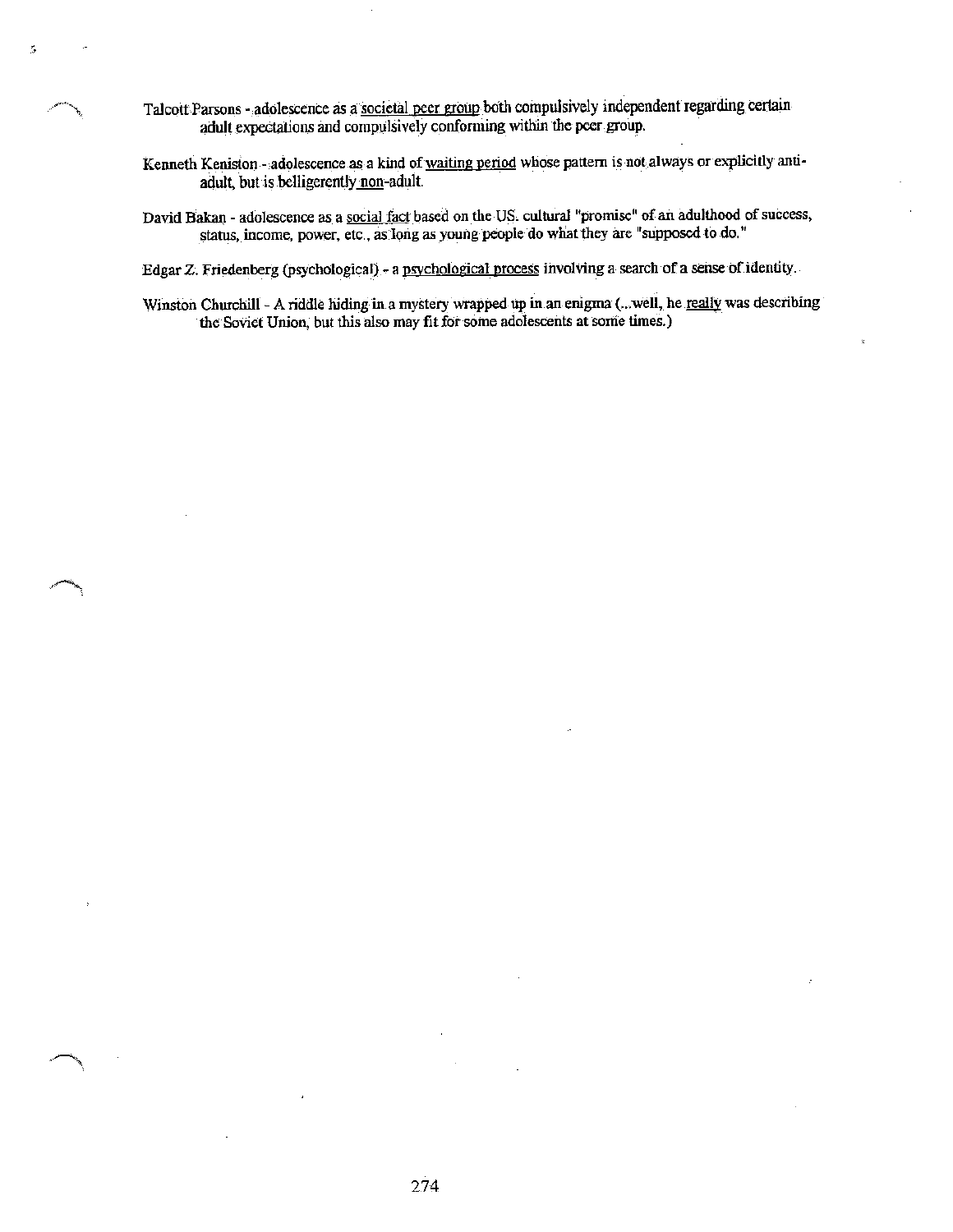Talcott Parsons - adolescence as a <u>societal peer group</u> both compulsively independent regarding certain adult expectations and compulsively conforming within the peer group.

Kenneth Keniston - adolescence as a kind of <u>waiting period</u> whose pattern is not always or explicitly anti-adult, but is belligerently <u>non</u>-adult.

David Bakan - adolescence as a <u>social fact</u> based on the US. cultural "promise" of an adulthood of success, status, income, power, etc., as long as young people do what they are "supposed to do."

Edgar Z. Friedenberg (psychological) - a <u>psychological process</u> involving a search of a sense of identity.

Winston Churchill - A riddle hiding in a mystery wrapped up in an enigma (...well, he <u>really</u> was describing the Soviet Union, but this also may fit for some adolescents at some times.)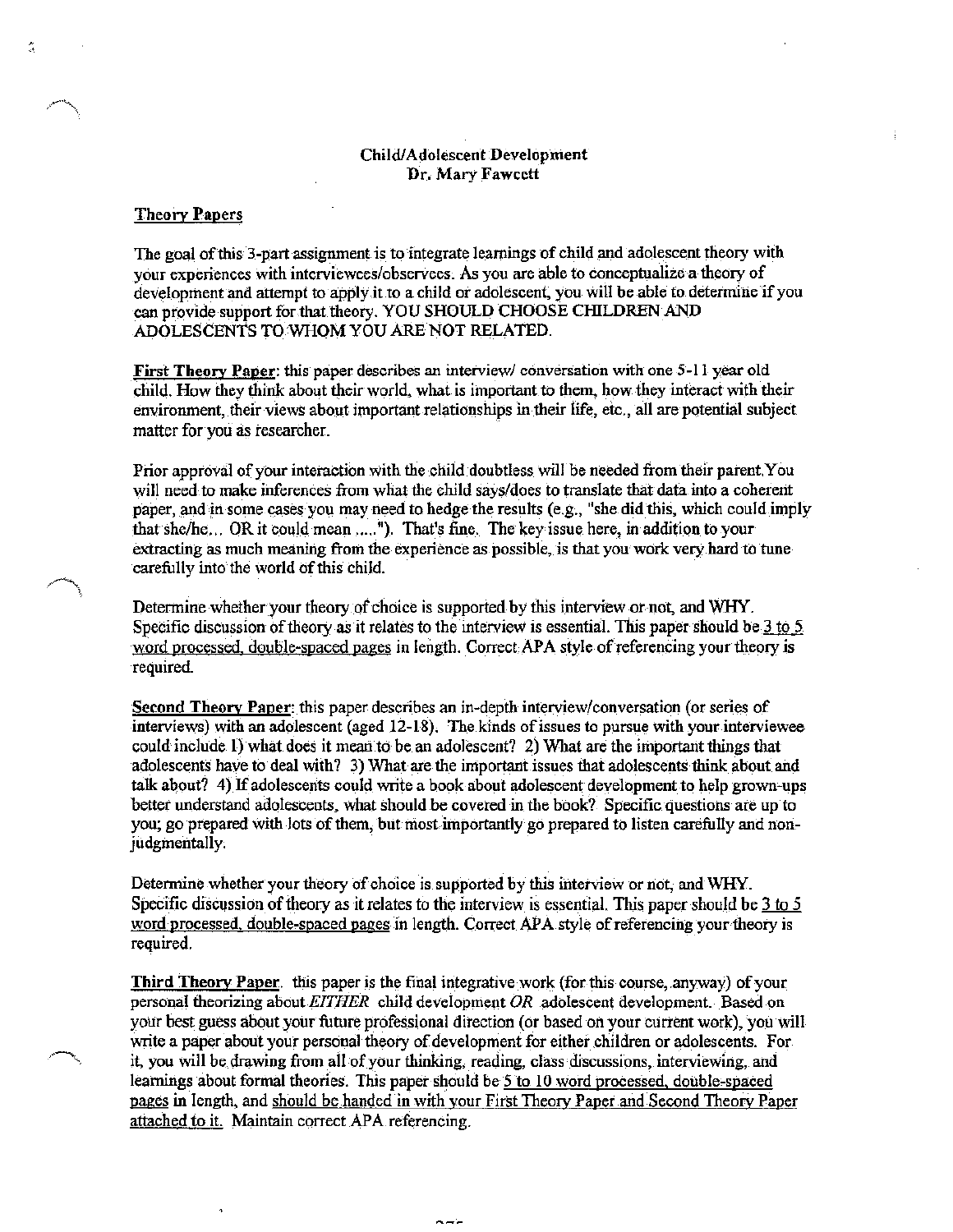**Child/Adolescent Development**
**Dr. Mary Fawcett**

<u>Theory Papers</u>

The goal of this 3-part assignment is to integrate learnings of child and adolescent theory with your experiences with interviewees/observees. As you are able to conceptualize a theory of development and attempt to apply it to a child or adolescent, you will be able to determine if you can provide support for that theory. YOU SHOULD CHOOSE CHILDREN AND ADOLESCENTS TO WHOM YOU ARE NOT RELATED.

**<u>First Theory Paper</u>**: this paper describes an interview/ conversation with one 5-11 year old child. How they think about their world, what is important to them, how they interact with their environment, their views about important relationships in their life, etc., all are potential subject matter for you as researcher.

Prior approval of your interaction with the child doubtless will be needed from their parent. You will need to make inferences from what the child says/does to translate that data into a coherent paper, and in some cases you may need to hedge the results (e.g., "she did this, which could imply that she/he... OR it could mean ....."). That's fine. The key issue here, in addition to your extracting as much meaning from the experience as possible, is that you work very hard to tune carefully into the world of this child.

Determine whether your theory of choice is supported by this interview or not, and WHY. Specific discussion of theory as it relates to the interview is essential. This paper should be <u>3 to 5 word processed, double-spaced pages</u> in length. Correct APA style of referencing your theory is required.

**<u>Second Theory Paper</u>**: this paper describes an in-depth interview/conversation (or series of interviews) with an adolescent (aged 12-18). The kinds of issues to pursue with your interviewee could include 1) what does it mean to be an adolescent? 2) What are the important things that adolescents have to deal with? 3) What are the important issues that adolescents think about and talk about? 4) If adolescents could write a book about adolescent development to help grown-ups better understand adolescents, what should be covered in the book? Specific questions are up to you; go prepared with lots of them, but most importantly go prepared to listen carefully and non-judgmentally.

Determine whether your theory of choice is supported by this interview or not, and WHY. Specific discussion of theory as it relates to the interview is essential. This paper should be <u>3 to 5 word processed, double-spaced pages</u> in length. Correct APA style of referencing your theory is required.

**<u>Third Theory Paper</u>**. this paper is the final integrative work (for this course, anyway) of your personal theorizing about *EITHER* child development *OR* adolescent development. Based on your best guess about your future professional direction (or based on your current work), you will write a paper about your personal theory of development for either children or adolescents. For it, you will be drawing from all of your thinking, reading, class discussions, interviewing, and learnings about formal theories. This paper should be <u>5 to 10 word processed, double-spaced pages</u> in length, and <u>should be handed in with your First Theory Paper and Second Theory Paper attached to it.</u> Maintain correct APA referencing.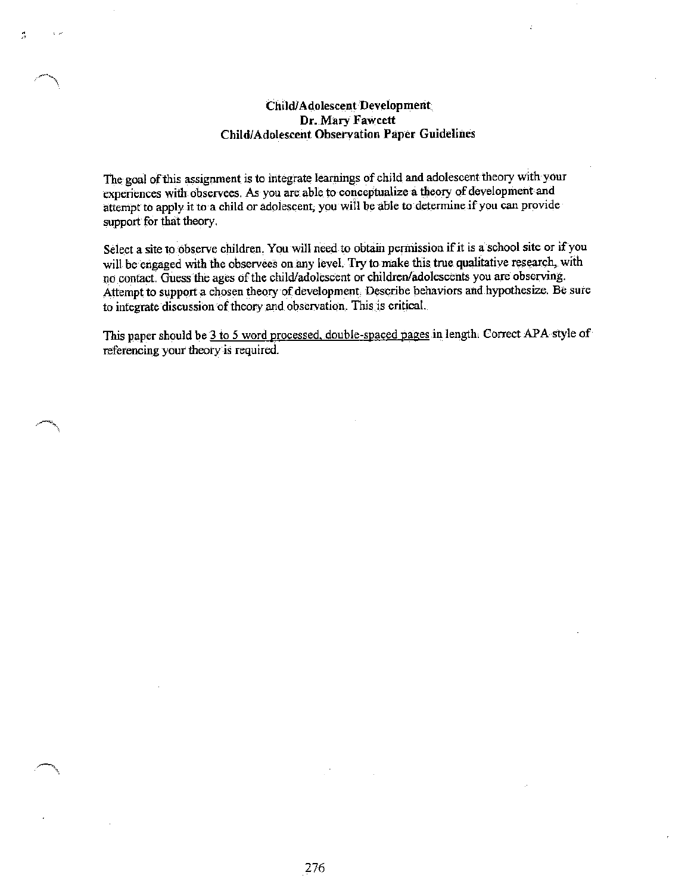**Child/Adolescent Development**
**Dr. Mary Fawcett**
**Child/Adolescent Observation Paper Guidelines**

The goal of this assignment is to integrate learnings of child and adolescent theory with your experiences with observees. As you are able to conceptualize a theory of development and attempt to apply it to a child or adolescent, you will be able to determine if you can provide support for that theory.

Select a site to observe children. You will need to obtain permission if it is a school site or if you will be engaged with the observees on any level. Try to make this true qualitative research, with no contact. Guess the ages of the child/adolescent or children/adolescents you are observing. Attempt to support a chosen theory of development. Describe behaviors and hypothesize. Be sure to integrate discussion of theory and observation. This is critical.

This paper should be <u>3 to 5 word processed, double-spaced pages</u> in length. Correct APA style of referencing your theory is required.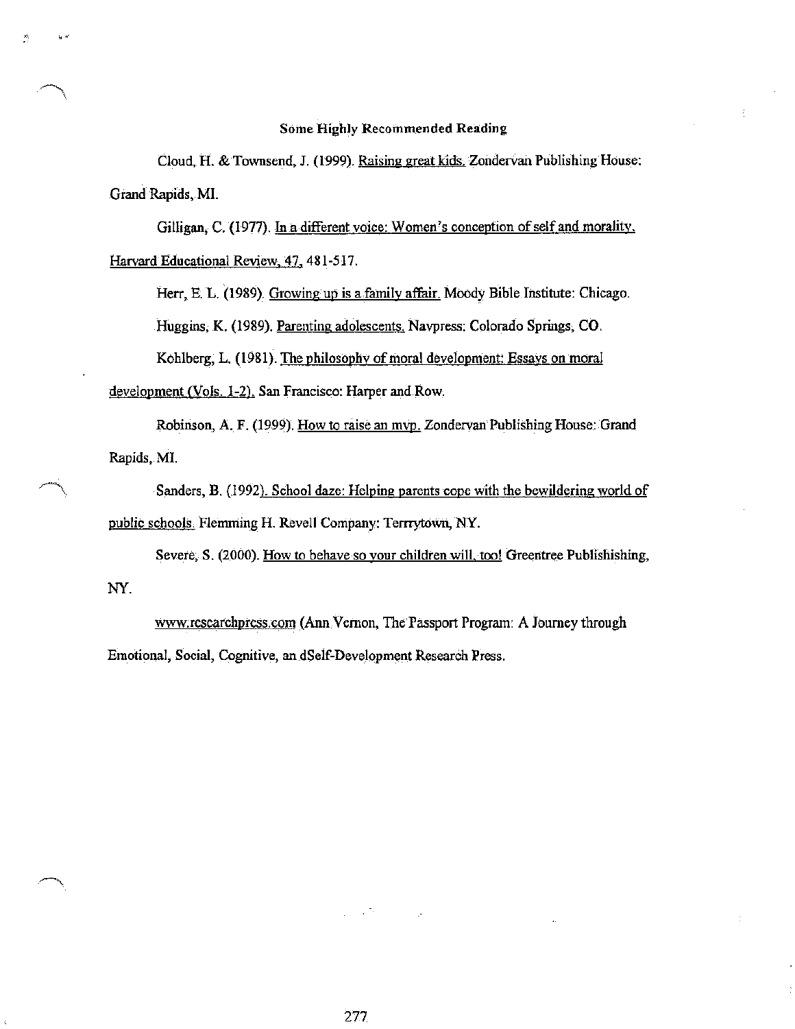### Some Highly Recommended Reading

Cloud, H. & Townsend, J. (1999). Raising great kids. Zondervan Publishing House: Grand Rapids, MI.

Gilligan, C. (1977). In a different voice: Women's conception of self and morality. Harvard Educational Review, 47, 481-517.

Herr, E. L. (1989). Growing up is a family affair. Moody Bible Institute: Chicago.

Huggins, K. (1989). Parenting adolescents. Navpress: Colorado Springs, CO.

Kohlberg, L. (1981). The philosophy of moral development: Essays on moral development (Vols. 1-2). San Francisco: Harper and Row.

Robinson, A. F. (1999). How to raise an mvp. Zondervan Publishing House: Grand Rapids, MI.

Sanders, B. (1992). School daze: Helping parents cope with the bewildering world of public schools. Flemming H. Revell Company: Terrrytown, NY.

Severe, S. (2000). How to behave so your children will, too! Greentree Publishishing, NY.

www.researchpress.com (Ann Vernon, The Passport Program: A Journey through Emotional, Social, Cognitive, an dSelf-Development Research Press.